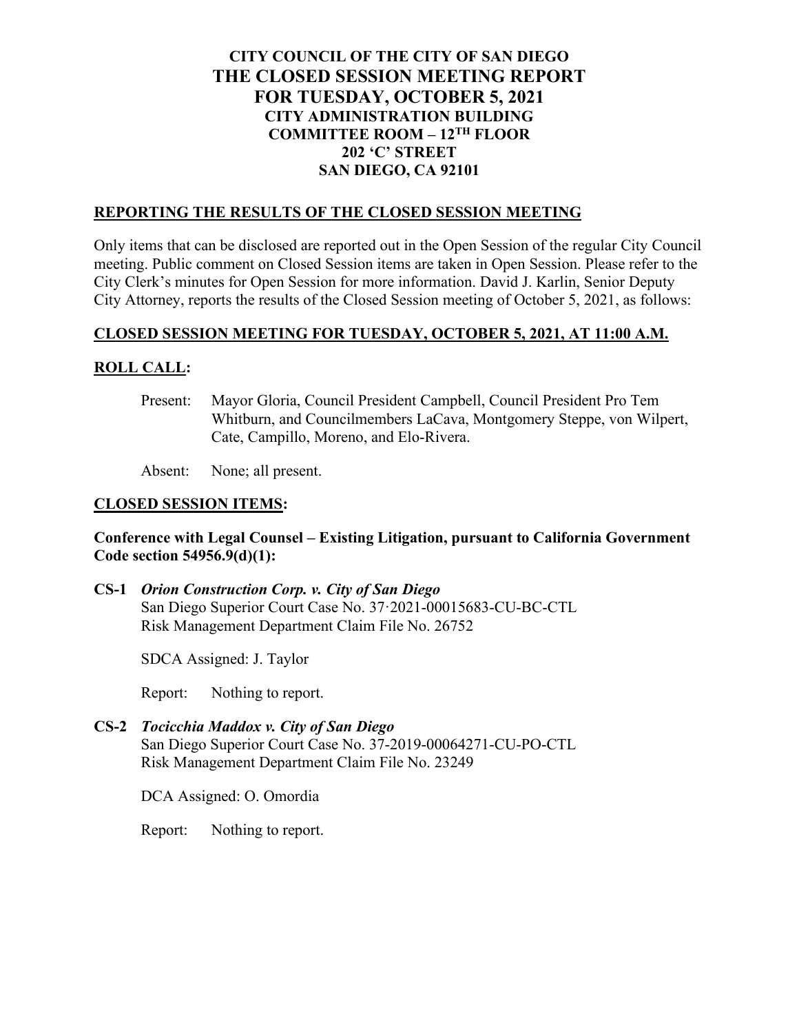# CITY COUNCIL OF THE CITY OF SAN DIEGO
# THE CLOSED SESSION MEETING REPORT
# FOR TUESDAY, OCTOBER 5, 2021
## CITY ADMINISTRATION BUILDING
## COMMITTEE ROOM – 12TH FLOOR
## 202 'C' STREET
## SAN DIEGO, CA 92101

## REPORTING THE RESULTS OF THE CLOSED SESSION MEETING

Only items that can be disclosed are reported out in the Open Session of the regular City Council meeting. Public comment on Closed Session items are taken in Open Session. Please refer to the City Clerk's minutes for Open Session for more information. David J. Karlin, Senior Deputy City Attorney, reports the results of the Closed Session meeting of October 5, 2021, as follows:

## CLOSED SESSION MEETING FOR TUESDAY, OCTOBER 5, 2021, AT 11:00 A.M.

## ROLL CALL:

Present: Mayor Gloria, Council President Campbell, Council President Pro Tem Whitburn, and Councilmembers LaCava, Montgomery Steppe, von Wilpert, Cate, Campillo, Moreno, and Elo-Rivera.

Absent: None; all present.

## CLOSED SESSION ITEMS:

**Conference with Legal Counsel – Existing Litigation, pursuant to California Government Code section 54956.9(d)(1):**

**CS-1** ***Orion Construction Corp. v. City of San Diego***
San Diego Superior Court Case No. 37·2021-00015683-CU-BC-CTL
Risk Management Department Claim File No. 26752

SDCA Assigned: J. Taylor

Report: Nothing to report.

**CS-2** ***Tocicchia Maddox v. City of San Diego***
San Diego Superior Court Case No. 37-2019-00064271-CU-PO-CTL
Risk Management Department Claim File No. 23249

DCA Assigned: O. Omordia

Report: Nothing to report.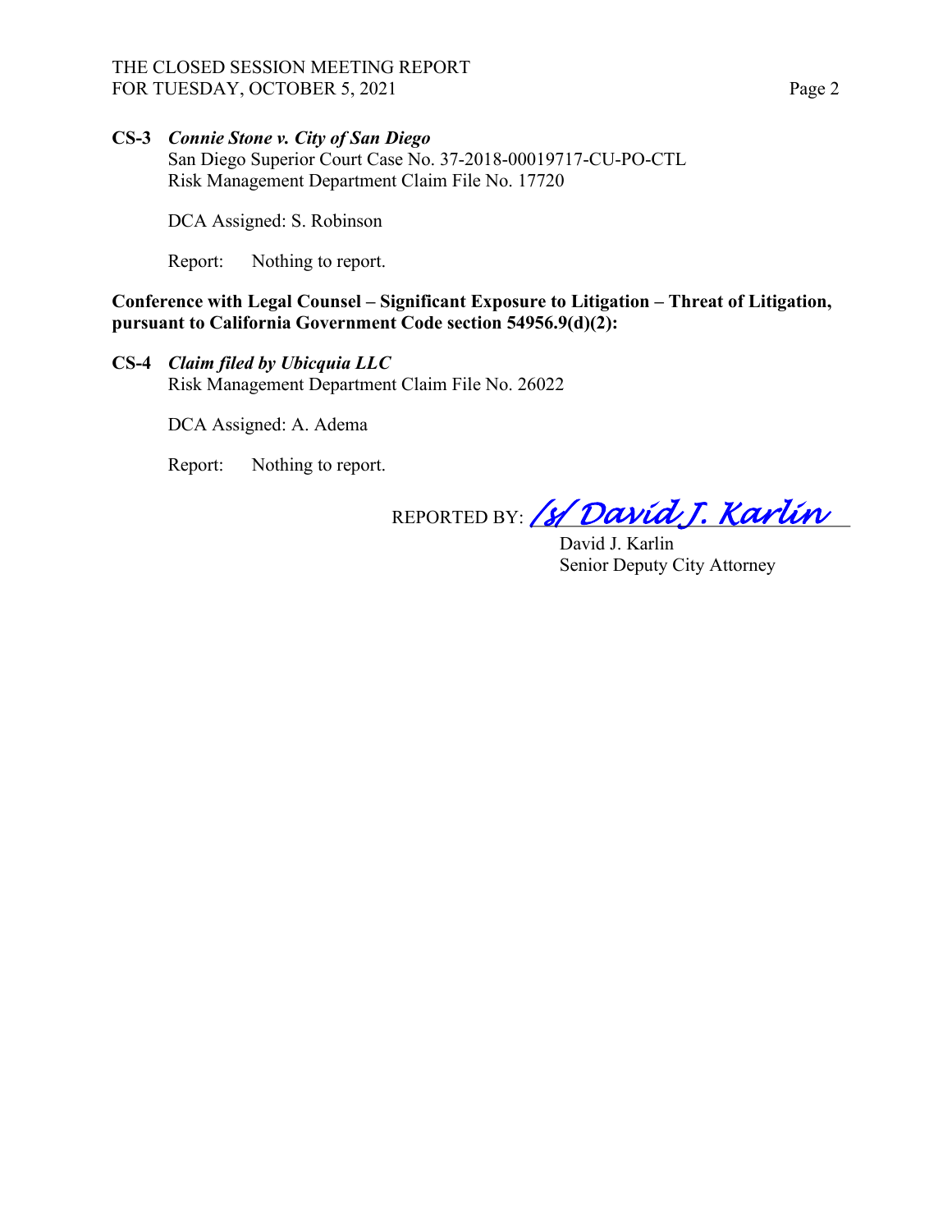**CS-3** ***Connie Stone v. City of San Diego***
San Diego Superior Court Case No. 37-2018-00019717-CU-PO-CTL
Risk Management Department Claim File No. 17720

DCA Assigned: S. Robinson

Report: Nothing to report.

**Conference with Legal Counsel – Significant Exposure to Litigation – Threat of Litigation, pursuant to California Government Code section 54956.9(d)(2):**

**CS-4** ***Claim filed by Ubicquia LLC***
Risk Management Department Claim File No. 26022

DCA Assigned: A. Adema

Report: Nothing to report.

REPORTED BY: /s/ David J. Karlin
David J. Karlin
Senior Deputy City Attorney